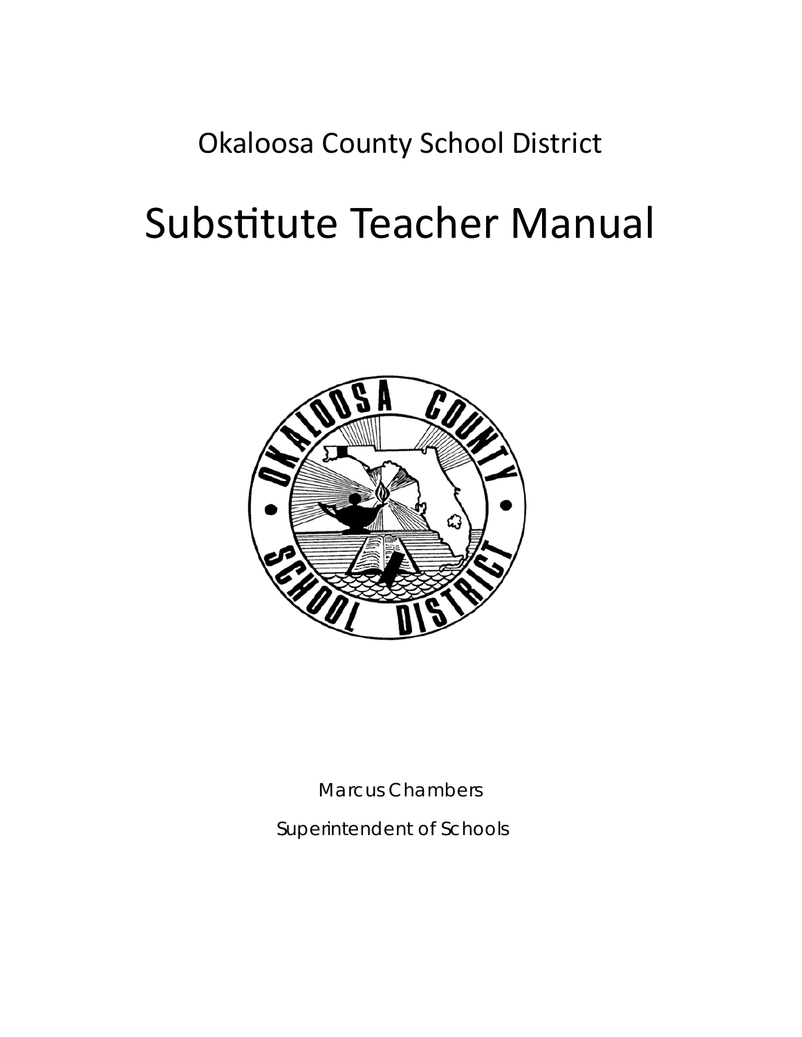Okaloosa County School District

# Substitute Teacher Manual

Marcus Chambers

Superintendent of Schools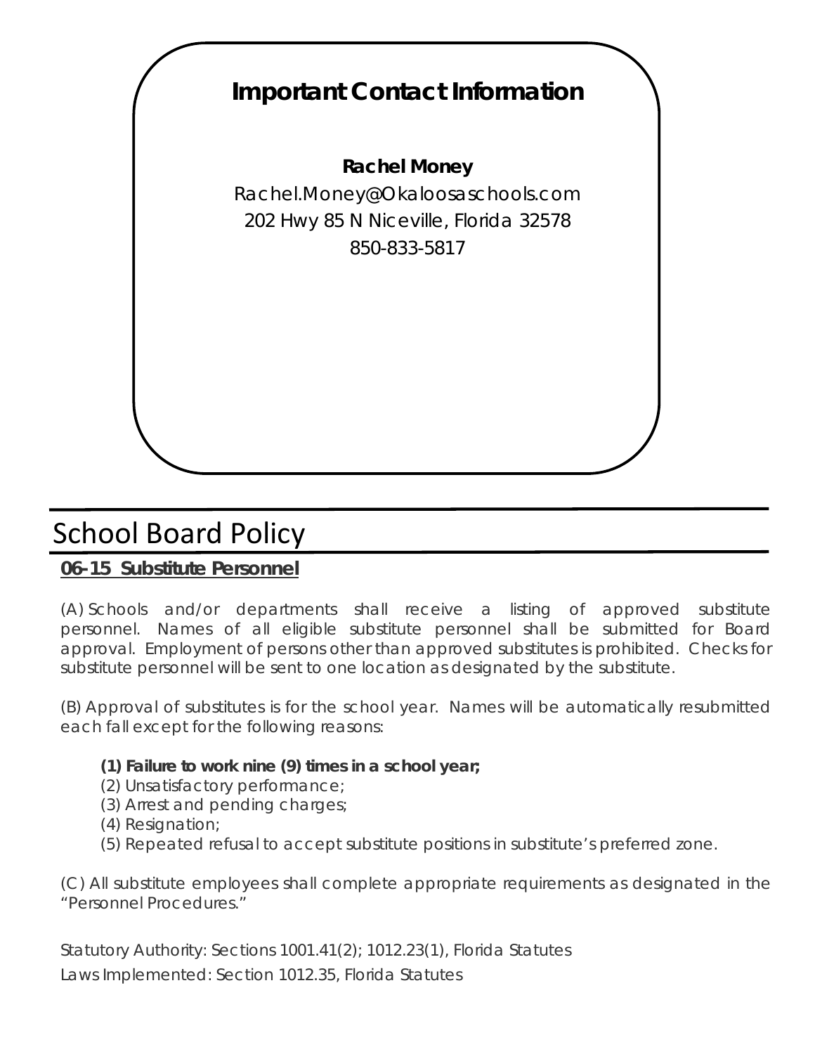## Important Contact Information

**Rachel Money**
Rachel.Money@Okaloosaschools.com
202 Hwy 85 N Niceville, Florida 32578
850-833-5817

# School Board Policy

**06-15 Substitute Personnel**

(A) Schools and/or departments shall receive a listing of approved substitute personnel. Names of all eligible substitute personnel shall be submitted for Board approval. Employment of persons other than approved substitutes is prohibited. Checks for substitute personnel will be sent to one location as designated by the substitute.

(B) Approval of substitutes is for the school year. Names will be automatically resubmitted each fall except for the following reasons:

- **(1) Failure to work nine (9) times in a school year;**
- (2) Unsatisfactory performance;
- (3) Arrest and pending charges;
- (4) Resignation;
- (5) Repeated refusal to accept substitute positions in substitute's preferred zone.

(C) All substitute employees shall complete appropriate requirements as designated in the "Personnel Procedures."

Statutory Authority: Sections 1001.41(2); 1012.23(1), Florida Statutes
Laws Implemented: Section 1012.35, Florida Statutes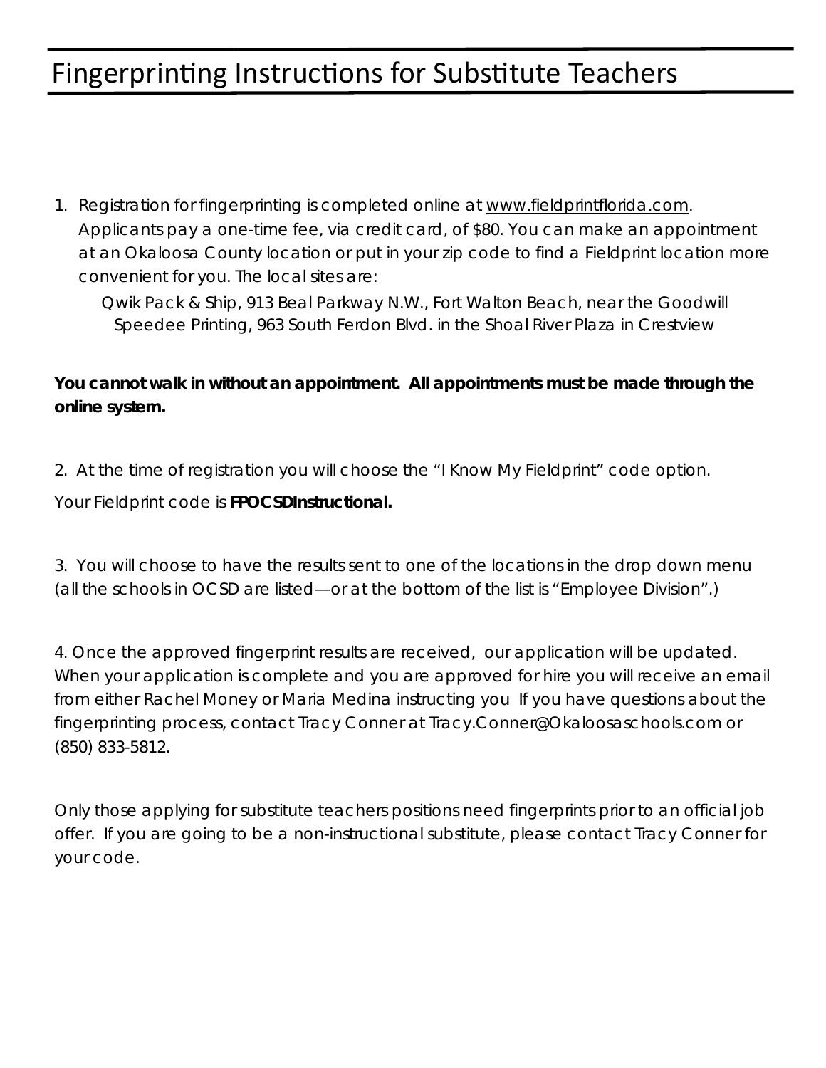# Fingerprinting Instructions for Substitute Teachers

1. Registration for fingerprinting is completed online at www.fieldprintflorida.com. Applicants pay a one-time fee, via credit card, of $80. You can make an appointment at an Okaloosa County location or put in your zip code to find a Fieldprint location more convenient for you. The local sites are:

   Qwik Pack & Ship, 913 Beal Parkway N.W., Fort Walton Beach, near the Goodwill
   Speedee Printing, 963 South Ferdon Blvd. in the Shoal River Plaza in Crestview

**You cannot walk in without an appointment. All appointments must be made through the online system.**

2. At the time of registration you will choose the "I Know My Fieldprint" code option.

Your Fieldprint code is **FPOCSDInstructional.**

3. You will choose to have the results sent to one of the locations in the drop down menu (all the schools in OCSD are listed—or at the bottom of the list is "Employee Division".)

4. Once the approved fingerprint results are received, our application will be updated. When your application is complete and you are approved for hire you will receive an email from either Rachel Money or Maria Medina instructing you If you have questions about the fingerprinting process, contact Tracy Conner at Tracy.Conner@Okaloosaschools.com or (850) 833-5812.

Only those applying for substitute teachers positions need fingerprints prior to an official job offer. If you are going to be a non-instructional substitute, please contact Tracy Conner for your code.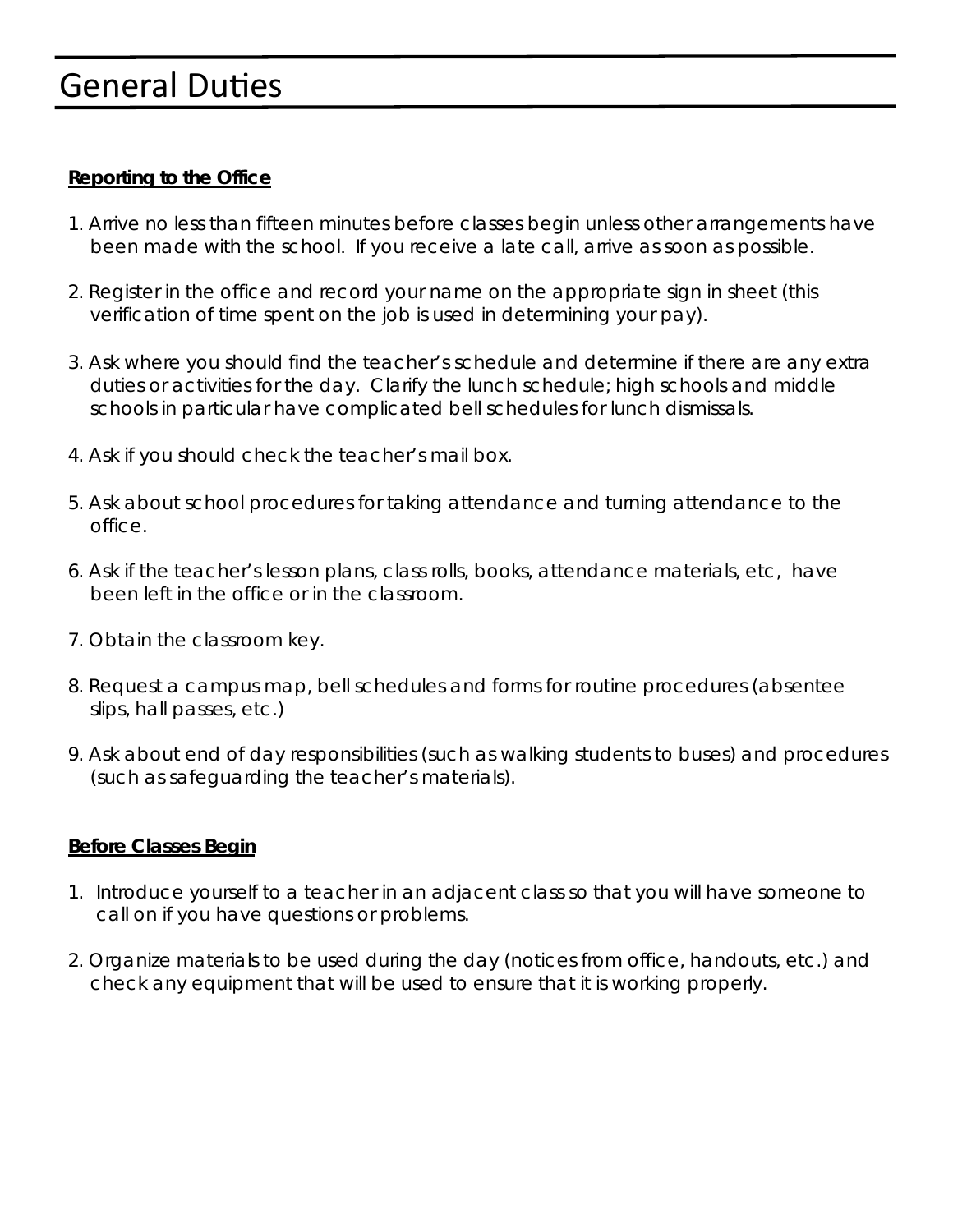# General Duties

**Reporting to the Office**

1. Arrive no less than fifteen minutes before classes begin unless other arrangements have been made with the school. If you receive a late call, arrive as soon as possible.

2. Register in the office and record your name on the appropriate sign in sheet (this verification of time spent on the job is used in determining your pay).

3. Ask where you should find the teacher's schedule and determine if there are any extra duties or activities for the day. Clarify the lunch schedule; high schools and middle schools in particular have complicated bell schedules for lunch dismissals.

4. Ask if you should check the teacher's mail box.

5. Ask about school procedures for taking attendance and turning attendance to the office.

6. Ask if the teacher's lesson plans, class rolls, books, attendance materials, etc, have been left in the office or in the classroom.

7. Obtain the classroom key.

8. Request a campus map, bell schedules and forms for routine procedures (absentee slips, hall passes, etc.)

9. Ask about end of day responsibilities (such as walking students to buses) and procedures (such as safeguarding the teacher's materials).

**Before Classes Begin**

1. Introduce yourself to a teacher in an adjacent class so that you will have someone to call on if you have questions or problems.

2. Organize materials to be used during the day (notices from office, handouts, etc.) and check any equipment that will be used to ensure that it is working properly.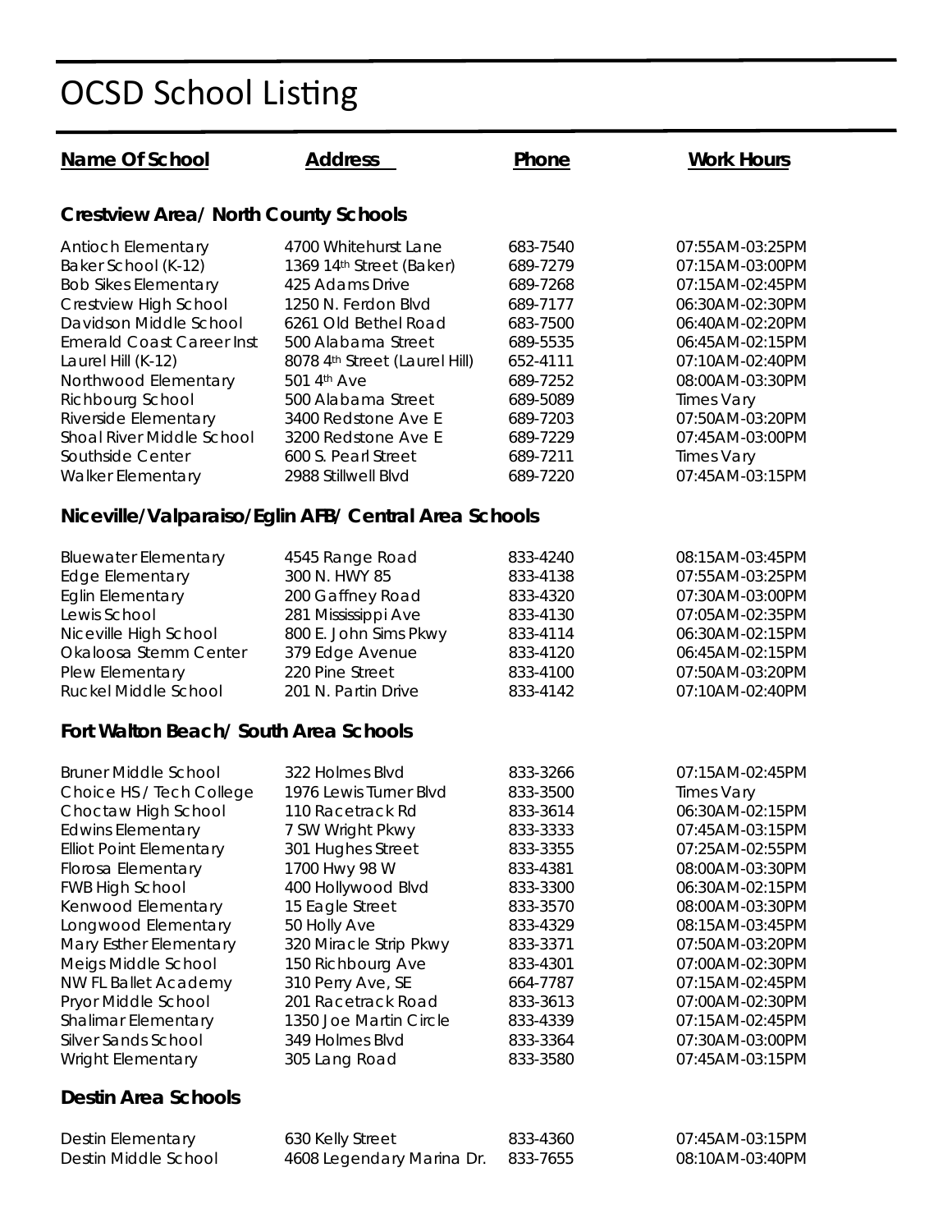# OCSD School Listing

| Name Of School | Address | Phone | Work Hours |
|---|---|---|---|
| **Crestview Area/ North County Schools** | | | |
| Antioch Elementary | 4700 Whitehurst Lane | 683-7540 | 07:55AM-03:25PM |
| Baker School (K-12) | 1369 14th Street (Baker) | 689-7279 | 07:15AM-03:00PM |
| Bob Sikes Elementary | 425 Adams Drive | 689-7268 | 07:15AM-02:45PM |
| Crestview High School | 1250 N. Ferdon Blvd | 689-7177 | 06:30AM-02:30PM |
| Davidson Middle School | 6261 Old Bethel Road | 683-7500 | 06:40AM-02:20PM |
| Emerald Coast Career Inst | 500 Alabama Street | 689-5535 | 06:45AM-02:15PM |
| Laurel Hill (K-12) | 8078 4th Street (Laurel Hill) | 652-4111 | 07:10AM-02:40PM |
| Northwood Elementary | 501 4th Ave | 689-7252 | 08:00AM-03:30PM |
| Richbourg School | 500 Alabama Street | 689-5089 | Times Vary |
| Riverside Elementary | 3400 Redstone Ave E | 689-7203 | 07:50AM-03:20PM |
| Shoal River Middle School | 3200 Redstone Ave E | 689-7229 | 07:45AM-03:00PM |
| Southside Center | 600 S. Pearl Street | 689-7211 | Times Vary |
| Walker Elementary | 2988 Stillwell Blvd | 689-7220 | 07:45AM-03:15PM |
| **Niceville/Valparaiso/Eglin AFB/ Central Area Schools** | | | |
| Bluewater Elementary | 4545 Range Road | 833-4240 | 08:15AM-03:45PM |
| Edge Elementary | 300 N. HWY 85 | 833-4138 | 07:55AM-03:25PM |
| Eglin Elementary | 200 Gaffney Road | 833-4320 | 07:30AM-03:00PM |
| Lewis School | 281 Mississippi Ave | 833-4130 | 07:05AM-02:35PM |
| Niceville High School | 800 E. John Sims Pkwy | 833-4114 | 06:30AM-02:15PM |
| Okaloosa Stemm Center | 379 Edge Avenue | 833-4120 | 06:45AM-02:15PM |
| Plew Elementary | 220 Pine Street | 833-4100 | 07:50AM-03:20PM |
| Ruckel Middle School | 201 N. Partin Drive | 833-4142 | 07:10AM-02:40PM |
| **Fort Walton Beach/ South Area Schools** | | | |
| Bruner Middle School | 322 Holmes Blvd | 833-3266 | 07:15AM-02:45PM |
| Choice HS / Tech College | 1976 Lewis Turner Blvd | 833-3500 | Times Vary |
| Choctaw High School | 110 Racetrack Rd | 833-3614 | 06:30AM-02:15PM |
| Edwins Elementary | 7 SW Wright Pkwy | 833-3333 | 07:45AM-03:15PM |
| Elliot Point Elementary | 301 Hughes Street | 833-3355 | 07:25AM-02:55PM |
| Florosa Elementary | 1700 Hwy 98 W | 833-4381 | 08:00AM-03:30PM |
| FWB High School | 400 Hollywood Blvd | 833-3300 | 06:30AM-02:15PM |
| Kenwood Elementary | 15 Eagle Street | 833-3570 | 08:00AM-03:30PM |
| Longwood Elementary | 50 Holly Ave | 833-4329 | 08:15AM-03:45PM |
| Mary Esther Elementary | 320 Miracle Strip Pkwy | 833-3371 | 07:50AM-03:20PM |
| Meigs Middle School | 150 Richbourg Ave | 833-4301 | 07:00AM-02:30PM |
| NW FL Ballet Academy | 310 Perry Ave, SE | 664-7787 | 07:15AM-02:45PM |
| Pryor Middle School | 201 Racetrack Road | 833-3613 | 07:00AM-02:30PM |
| Shalimar Elementary | 1350 Joe Martin Circle | 833-4339 | 07:15AM-02:45PM |
| Silver Sands School | 349 Holmes Blvd | 833-3364 | 07:30AM-03:00PM |
| Wright Elementary | 305 Lang Road | 833-3580 | 07:45AM-03:15PM |
| **Destin Area Schools** | | | |
| Destin Elementary | 630 Kelly Street | 833-4360 | 07:45AM-03:15PM |
| Destin Middle School | 4608 Legendary Marina Dr. | 833-7655 | 08:10AM-03:40PM |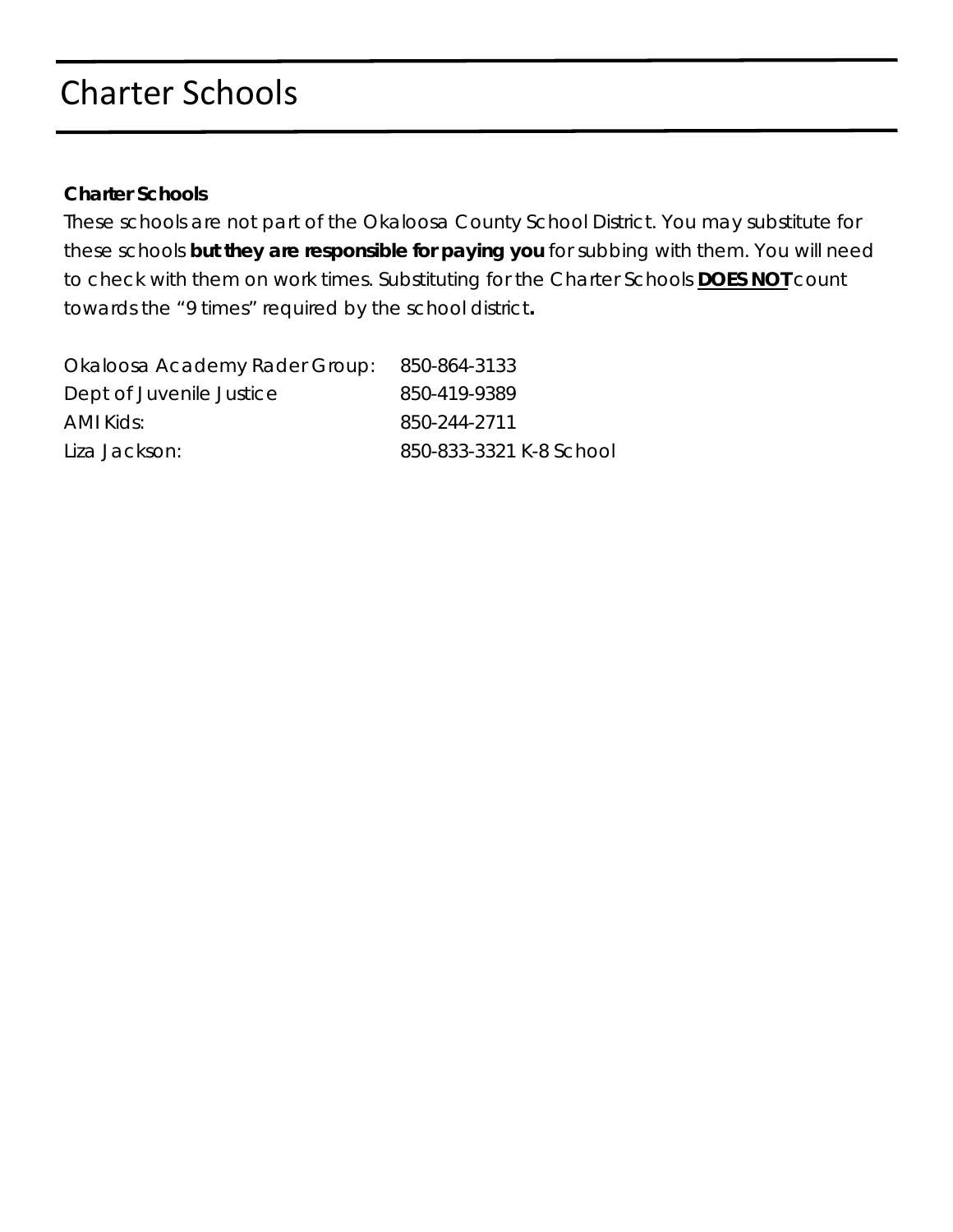# Charter Schools

**Charter Schools**

These schools are not part of the Okaloosa County School District. You may substitute for these schools **but they are responsible for paying you** for subbing with them. You will need to check with them on work times. Substituting for the Charter Schools **<u>DOES NOT</u>** count towards the "9 times" required by the school district**.**

| | |
|---|---|
| Okaloosa Academy Rader Group: | 850-864-3133 |
| Dept of Juvenile Justice | 850-419-9389 |
| AMI Kids: | 850-244-2711 |
| Liza Jackson: | 850-833-3321 K-8 School |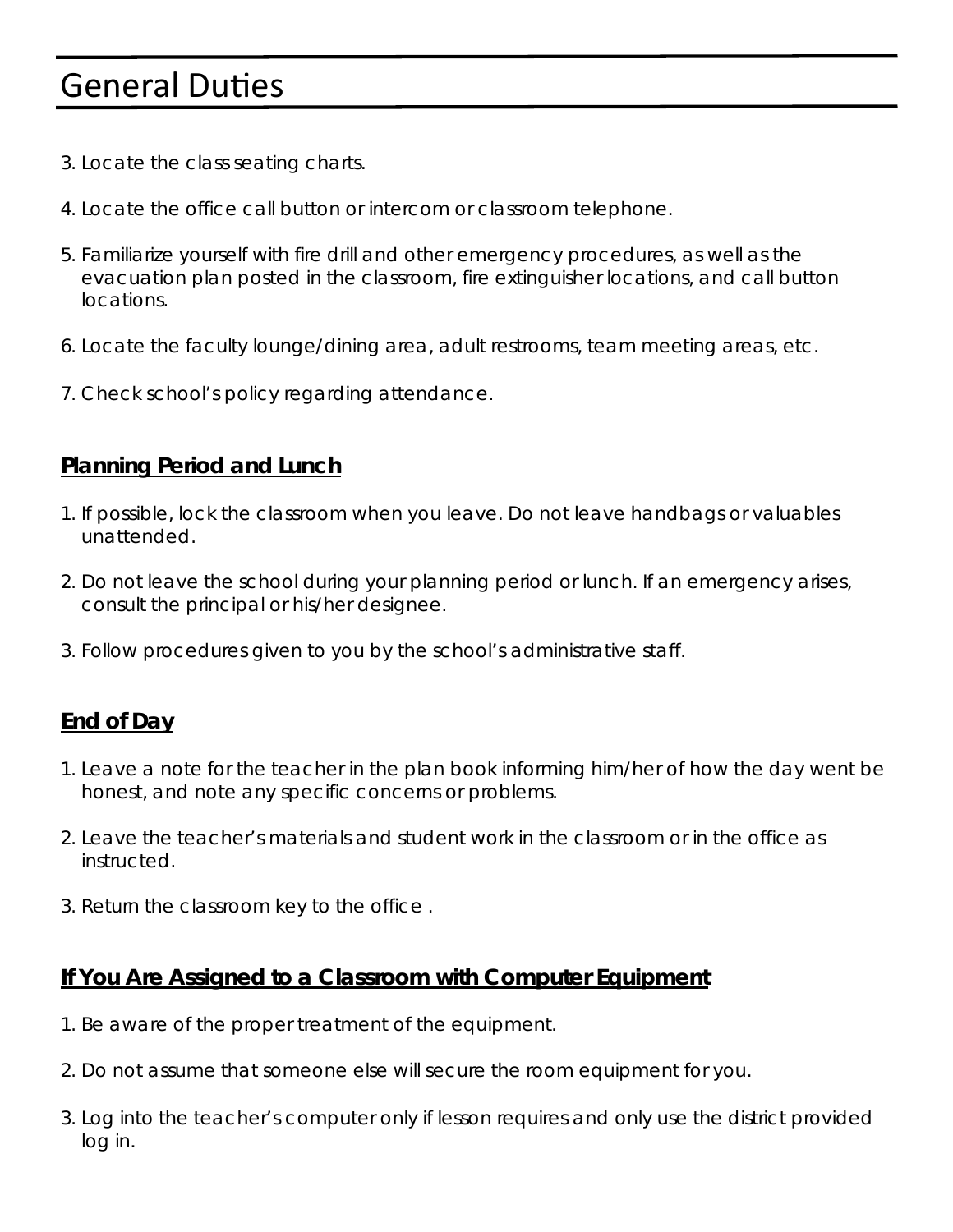# General Duties

3. Locate the class seating charts.

4. Locate the office call button or intercom or classroom telephone.

5. Familiarize yourself with fire drill and other emergency procedures, as well as the evacuation plan posted in the classroom, fire extinguisher locations, and call button locations.

6. Locate the faculty lounge/dining area, adult restrooms, team meeting areas, etc.

7. Check school's policy regarding attendance.

## Planning Period and Lunch

1. If possible, lock the classroom when you leave. Do not leave handbags or valuables unattended.

2. Do not leave the school during your planning period or lunch. If an emergency arises, consult the principal or his/her designee.

3. Follow procedures given to you by the school's administrative staff.

## End of Day

1. Leave a note for the teacher in the plan book informing him/her of how the day went be honest, and note any specific concerns or problems.

2. Leave the teacher's materials and student work in the classroom or in the office as instructed.

3. Return the classroom key to the office .

## If You Are Assigned to a Classroom with Computer Equipment

1. Be aware of the proper treatment of the equipment.

2. Do not assume that someone else will secure the room equipment for you.

3. Log into the teacher's computer only if lesson requires and only use the district provided log in.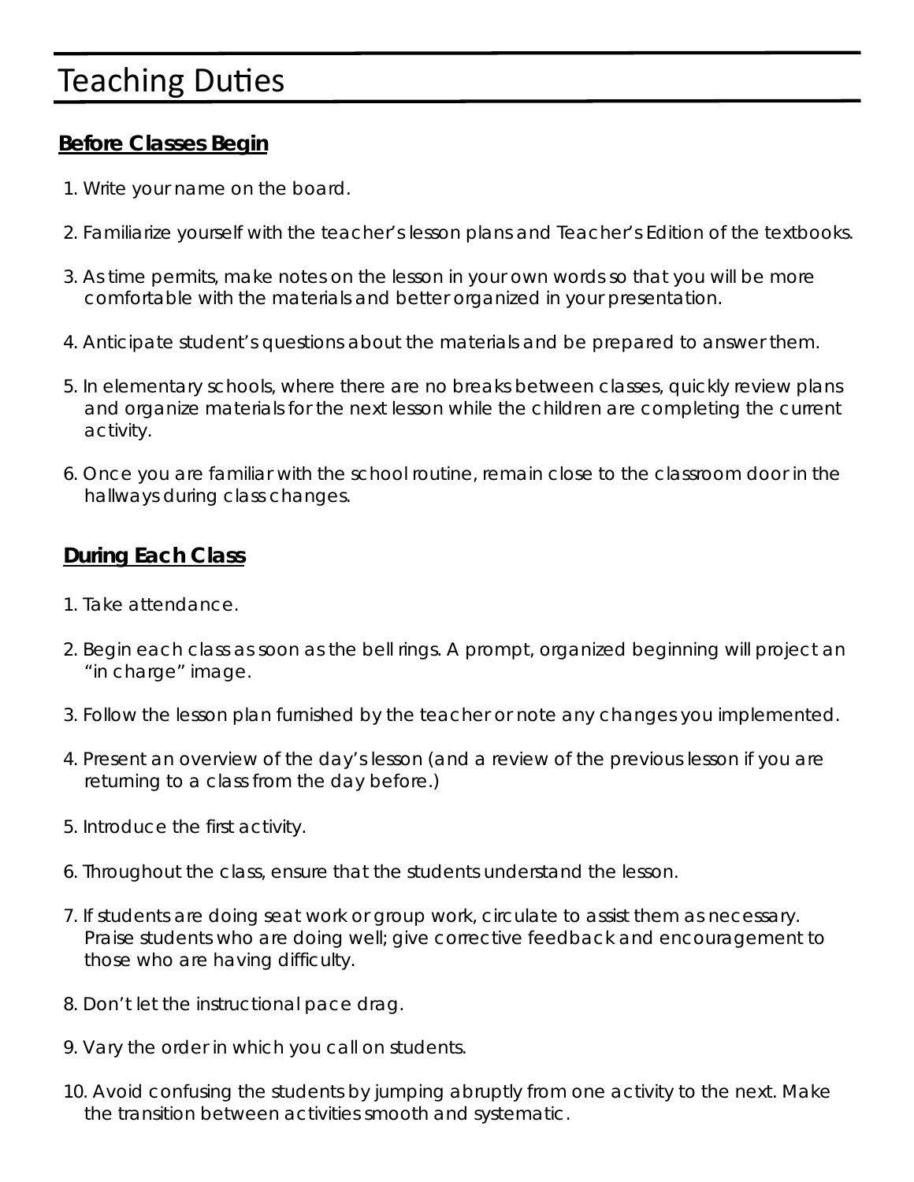# Teaching Duties

## Before Classes Begin

1. Write your name on the board.

2. Familiarize yourself with the teacher's lesson plans and Teacher's Edition of the textbooks.

3. As time permits, make notes on the lesson in your own words so that you will be more comfortable with the materials and better organized in your presentation.

4. Anticipate student's questions about the materials and be prepared to answer them.

5. In elementary schools, where there are no breaks between classes, quickly review plans and organize materials for the next lesson while the children are completing the current activity.

6. Once you are familiar with the school routine, remain close to the classroom door in the hallways during class changes.

## During Each Class

1. Take attendance.

2. Begin each class as soon as the bell rings. A prompt, organized beginning will project an "in charge" image.

3. Follow the lesson plan furnished by the teacher or note any changes you implemented.

4. Present an overview of the day's lesson (and a review of the previous lesson if you are returning to a class from the day before.)

5. Introduce the first activity.

6. Throughout the class, ensure that the students understand the lesson.

7. If students are doing seat work or group work, circulate to assist them as necessary. Praise students who are doing well; give corrective feedback and encouragement to those who are having difficulty.

8. Don't let the instructional pace drag.

9. Vary the order in which you call on students.

10. Avoid confusing the students by jumping abruptly from one activity to the next. Make the transition between activities smooth and systematic.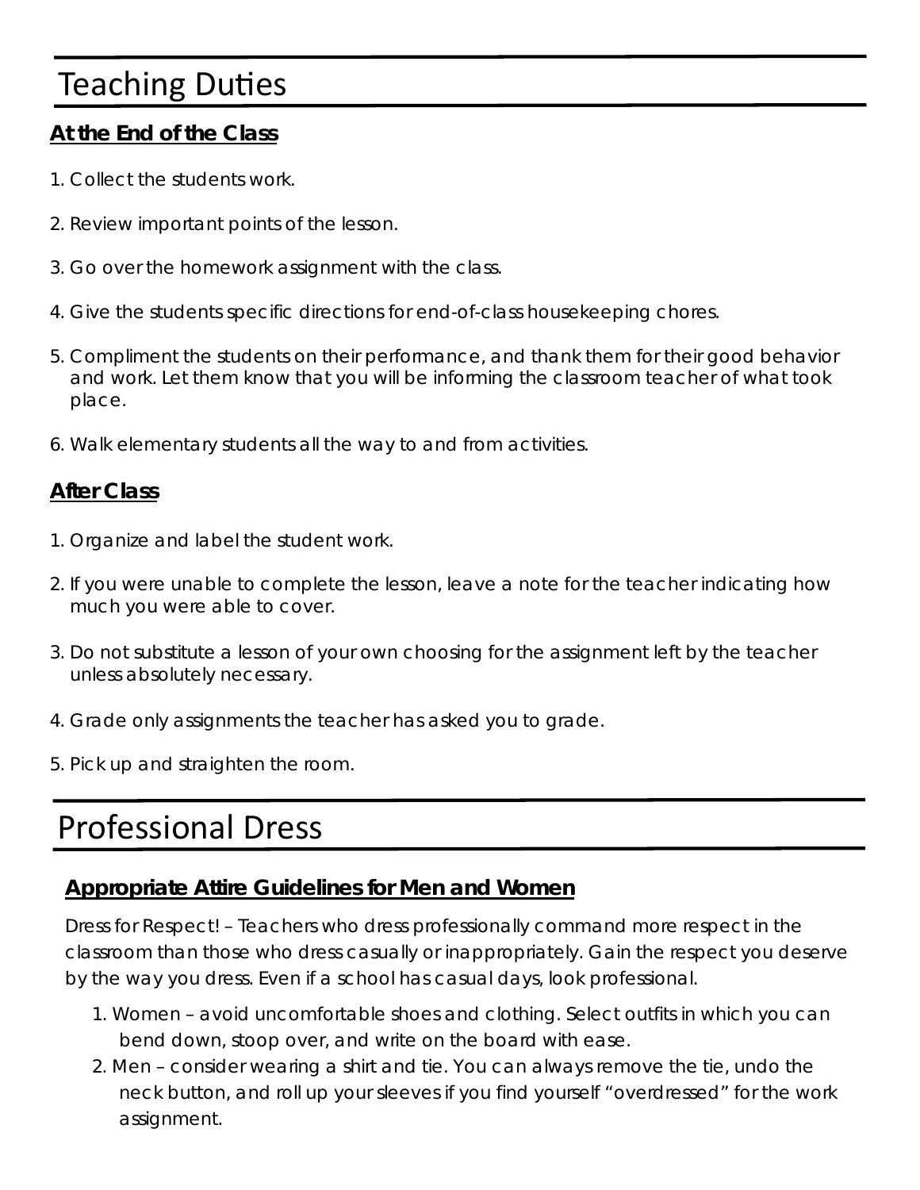# Teaching Duties

### At the End of the Class

1. Collect the students work.
2. Review important points of the lesson.
3. Go over the homework assignment with the class.
4. Give the students specific directions for end-of-class housekeeping chores.
5. Compliment the students on their performance, and thank them for their good behavior and work. Let them know that you will be informing the classroom teacher of what took place.
6. Walk elementary students all the way to and from activities.

### After Class

1. Organize and label the student work.
2. If you were unable to complete the lesson, leave a note for the teacher indicating how much you were able to cover.
3. Do not substitute a lesson of your own choosing for the assignment left by the teacher unless absolutely necessary.
4. Grade only assignments the teacher has asked you to grade.
5. Pick up and straighten the room.

# Professional Dress

### Appropriate Attire Guidelines for Men and Women

Dress for Respect! – Teachers who dress professionally command more respect in the classroom than those who dress casually or inappropriately. Gain the respect you deserve by the way you dress. Even if a school has casual days, look professional.

1. Women – avoid uncomfortable shoes and clothing. Select outfits in which you can bend down, stoop over, and write on the board with ease.
2. Men – consider wearing a shirt and tie. You can always remove the tie, undo the neck button, and roll up your sleeves if you find yourself "overdressed" for the work assignment.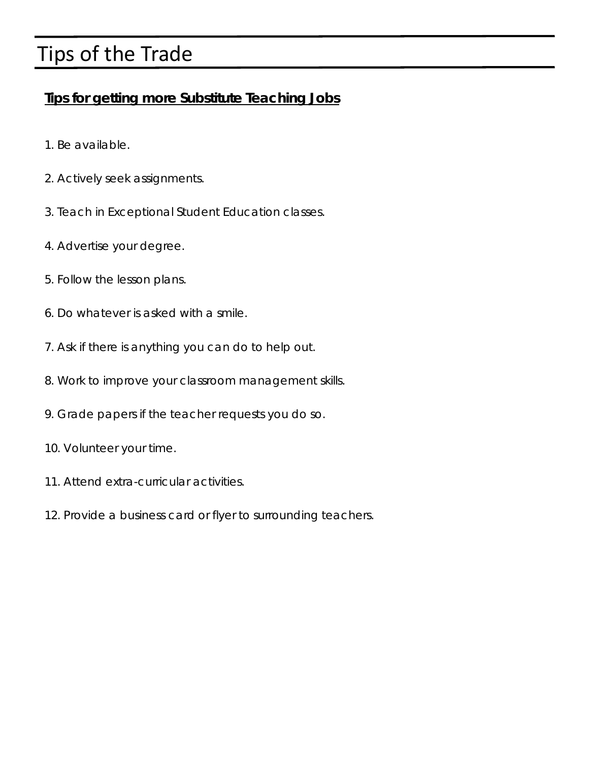# Tips of the Trade

**Tips for getting more Substitute Teaching Jobs**

1. Be available.
2. Actively seek assignments.
3. Teach in Exceptional Student Education classes.
4. Advertise your degree.
5. Follow the lesson plans.
6. Do whatever is asked with a smile.
7. Ask if there is anything you can do to help out.
8. Work to improve your classroom management skills.
9. Grade papers if the teacher requests you do so.
10. Volunteer your time.
11. Attend extra-curricular activities.
12. Provide a business card or flyer to surrounding teachers.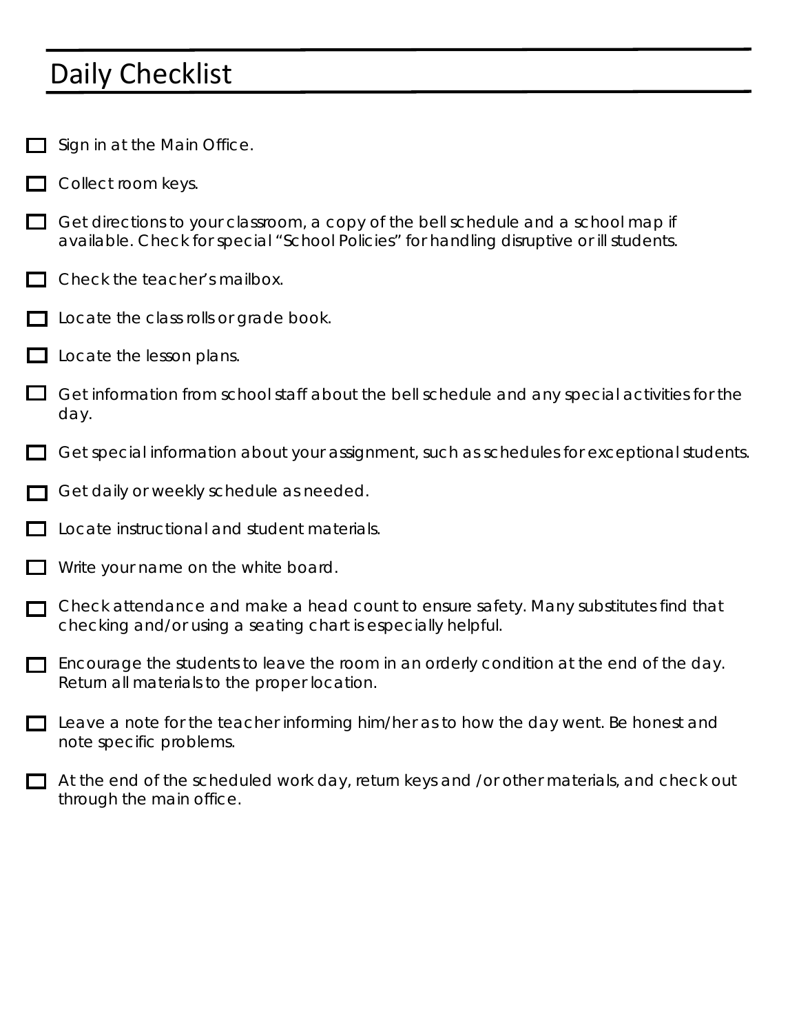# Daily Checklist

- [ ] Sign in at the Main Office.
- [ ] Collect room keys.
- [ ] Get directions to your classroom, a copy of the bell schedule and a school map if available. Check for special "School Policies" for handling disruptive or ill students.
- [ ] Check the teacher's mailbox.
- [ ] Locate the class rolls or grade book.
- [ ] Locate the lesson plans.
- [ ] Get information from school staff about the bell schedule and any special activities for the day.
- [ ] Get special information about your assignment, such as schedules for exceptional students.
- [ ] Get daily or weekly schedule as needed.
- [ ] Locate instructional and student materials.
- [ ] Write your name on the white board.
- [ ] Check attendance and make a head count to ensure safety. Many substitutes find that checking and/or using a seating chart is especially helpful.
- [ ] Encourage the students to leave the room in an orderly condition at the end of the day. Return all materials to the proper location.
- [ ] Leave a note for the teacher informing him/her as to how the day went. Be honest and note specific problems.
- [ ] At the end of the scheduled work day, return keys and /or other materials, and check out through the main office.